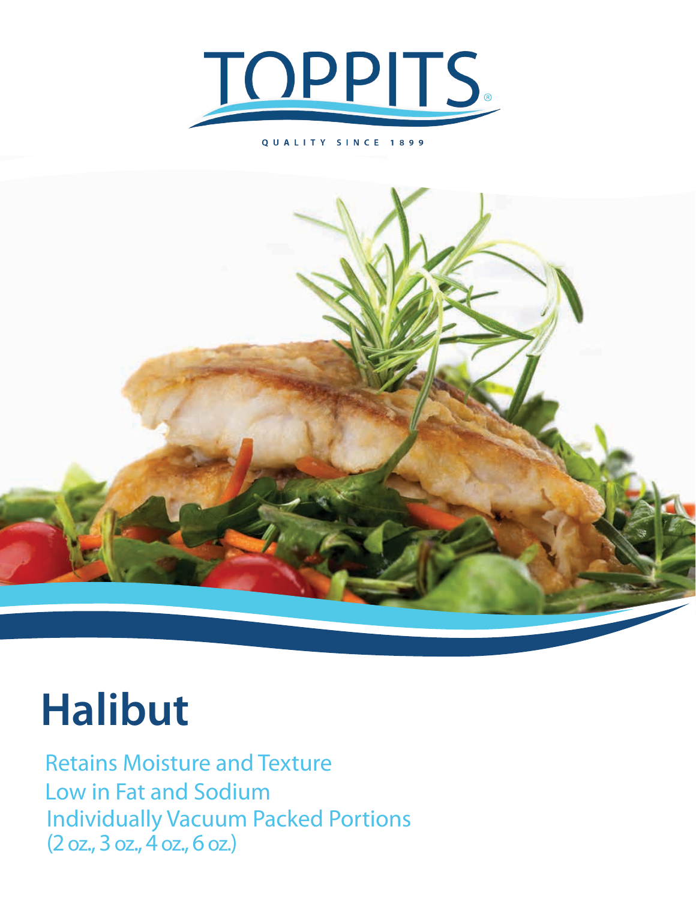TOPPITS®

QUALITY SINCE 1899

# Halibut

Retains Moisture and Texture
Low in Fat and Sodium
Individually Vacuum Packed Portions
(2 oz., 3 oz., 4 oz., 6 oz.)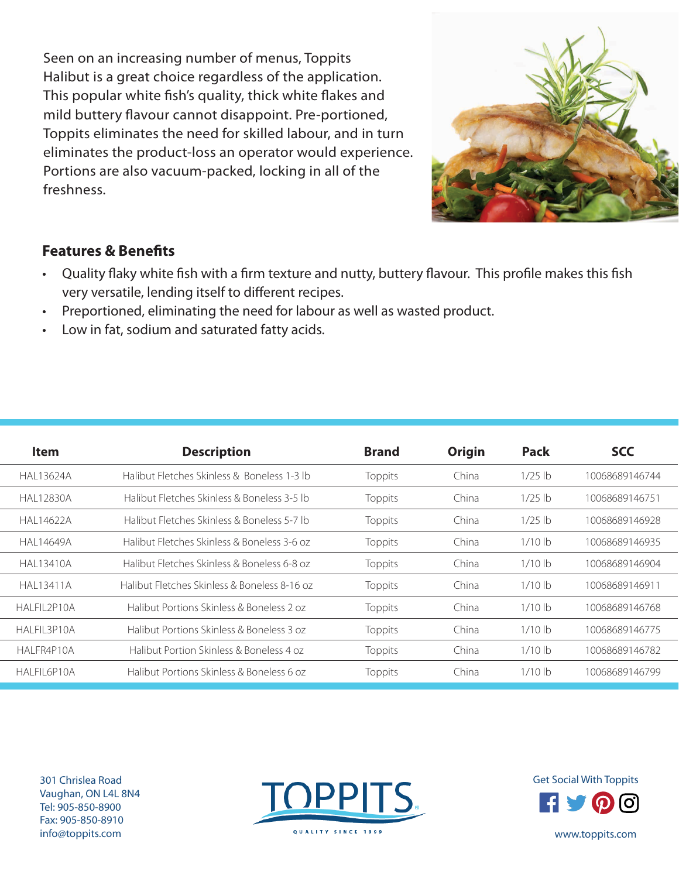Seen on an increasing number of menus, Toppits Halibut is a great choice regardless of the application. This popular white fish's quality, thick white flakes and mild buttery flavour cannot disappoint. Pre-portioned, Toppits eliminates the need for skilled labour, and in turn eliminates the product-loss an operator would experience. Portions are also vacuum-packed, locking in all of the freshness.

### Features & Benefits

- Quality flaky white fish with a firm texture and nutty, buttery flavour. This profile makes this fish very versatile, lending itself to different recipes.
- Preportioned, eliminating the need for labour as well as wasted product.
- Low in fat, sodium and saturated fatty acids.

| Item | Description | Brand | Origin | Pack | SCC |
|---|---|---|---|---|---|
| HAL13624A | Halibut Fletches Skinless & Boneless 1-3 lb | Toppits | China | 1/25 lb | 10068689146744 |
| HAL12830A | Halibut Fletches Skinless & Boneless 3-5 lb | Toppits | China | 1/25 lb | 10068689146751 |
| HAL14622A | Halibut Fletches Skinless & Boneless 5-7 lb | Toppits | China | 1/25 lb | 10068689146928 |
| HAL14649A | Halibut Fletches Skinless & Boneless 3-6 oz | Toppits | China | 1/10 lb | 10068689146935 |
| HAL13410A | Halibut Fletches Skinless & Boneless 6-8 oz | Toppits | China | 1/10 lb | 10068689146904 |
| HAL13411A | Halibut Fletches Skinless & Boneless 8-16 oz | Toppits | China | 1/10 lb | 10068689146911 |
| HALFIL2P10A | Halibut Portions Skinless & Boneless 2 oz | Toppits | China | 1/10 lb | 10068689146768 |
| HALFIL3P10A | Halibut Portions Skinless & Boneless 3 oz | Toppits | China | 1/10 lb | 10068689146775 |
| HALFR4P10A | Halibut Portion Skinless & Boneless 4 oz | Toppits | China | 1/10 lb | 10068689146782 |
| HALFIL6P10A | Halibut Portions Skinless & Boneless 6 oz | Toppits | China | 1/10 lb | 10068689146799 |

301 Chrislea Road
Vaughan, ON L4L 8N4
Tel: 905-850-8900
Fax: 905-850-8910
info@toppits.com

TOPPITS
QUALITY SINCE 1899

Get Social With Toppits

www.toppits.com